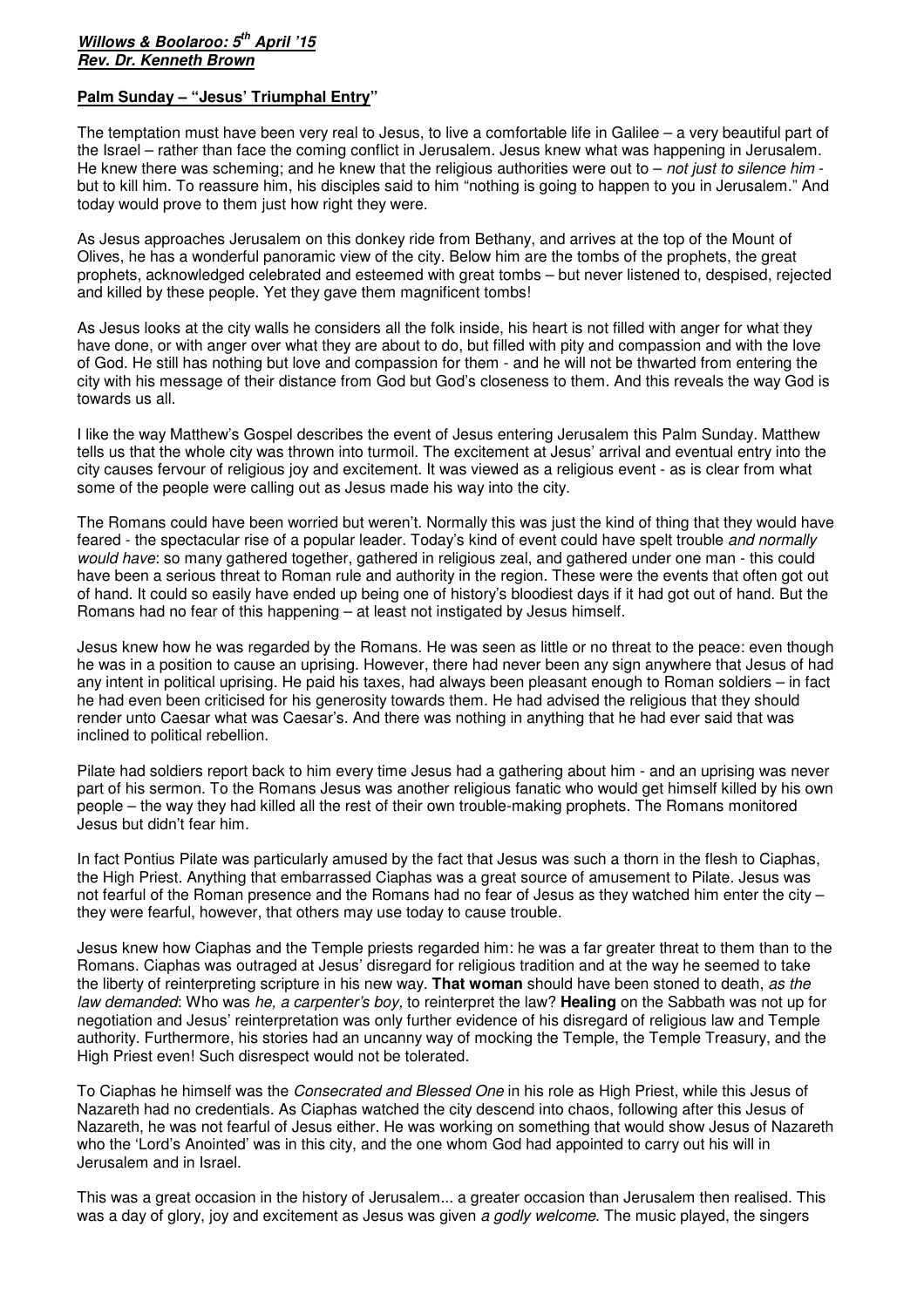***Willows & Boolaroo: 5th April '15***
***Rev. Dr. Kenneth Brown***

**Palm Sunday – "Jesus' Triumphal Entry"**

The temptation must have been very real to Jesus, to live a comfortable life in Galilee – a very beautiful part of the Israel – rather than face the coming conflict in Jerusalem. Jesus knew what was happening in Jerusalem. He knew there was scheming; and he knew that the religious authorities were out to – *not just to silence him* - but to kill him. To reassure him, his disciples said to him "nothing is going to happen to you in Jerusalem." And today would prove to them just how right they were.

As Jesus approaches Jerusalem on this donkey ride from Bethany, and arrives at the top of the Mount of Olives, he has a wonderful panoramic view of the city. Below him are the tombs of the prophets, the great prophets, acknowledged celebrated and esteemed with great tombs – but never listened to, despised, rejected and killed by these people. Yet they gave them magnificent tombs!

As Jesus looks at the city walls he considers all the folk inside, his heart is not filled with anger for what they have done, or with anger over what they are about to do, but filled with pity and compassion and with the love of God. He still has nothing but love and compassion for them - and he will not be thwarted from entering the city with his message of their distance from God but God's closeness to them. And this reveals the way God is towards us all.

I like the way Matthew's Gospel describes the event of Jesus entering Jerusalem this Palm Sunday. Matthew tells us that the whole city was thrown into turmoil. The excitement at Jesus' arrival and eventual entry into the city causes fervour of religious joy and excitement. It was viewed as a religious event - as is clear from what some of the people were calling out as Jesus made his way into the city.

The Romans could have been worried but weren't. Normally this was just the kind of thing that they would have feared - the spectacular rise of a popular leader. Today's kind of event could have spelt trouble *and normally would have*: so many gathered together, gathered in religious zeal, and gathered under one man - this could have been a serious threat to Roman rule and authority in the region. These were the events that often got out of hand. It could so easily have ended up being one of history's bloodiest days if it had got out of hand. But the Romans had no fear of this happening – at least not instigated by Jesus himself.

Jesus knew how he was regarded by the Romans. He was seen as little or no threat to the peace: even though he was in a position to cause an uprising. However, there had never been any sign anywhere that Jesus of had any intent in political uprising. He paid his taxes, had always been pleasant enough to Roman soldiers – in fact he had even been criticised for his generosity towards them. He had advised the religious that they should render unto Caesar what was Caesar's. And there was nothing in anything that he had ever said that was inclined to political rebellion.

Pilate had soldiers report back to him every time Jesus had a gathering about him - and an uprising was never part of his sermon. To the Romans Jesus was another religious fanatic who would get himself killed by his own people – the way they had killed all the rest of their own trouble-making prophets. The Romans monitored Jesus but didn't fear him.

In fact Pontius Pilate was particularly amused by the fact that Jesus was such a thorn in the flesh to Ciaphas, the High Priest. Anything that embarrassed Ciaphas was a great source of amusement to Pilate. Jesus was not fearful of the Roman presence and the Romans had no fear of Jesus as they watched him enter the city – they were fearful, however, that others may use today to cause trouble.

Jesus knew how Ciaphas and the Temple priests regarded him: he was a far greater threat to them than to the Romans. Ciaphas was outraged at Jesus' disregard for religious tradition and at the way he seemed to take the liberty of reinterpreting scripture in his new way. **That woman** should have been stoned to death, *as the law demanded*: Who was *he, a carpenter's boy,* to reinterpret the law? **Healing** on the Sabbath was not up for negotiation and Jesus' reinterpretation was only further evidence of his disregard of religious law and Temple authority. Furthermore, his stories had an uncanny way of mocking the Temple, the Temple Treasury, and the High Priest even! Such disrespect would not be tolerated.

To Ciaphas he himself was the *Consecrated and Blessed One* in his role as High Priest, while this Jesus of Nazareth had no credentials. As Ciaphas watched the city descend into chaos, following after this Jesus of Nazareth, he was not fearful of Jesus either. He was working on something that would show Jesus of Nazareth who the 'Lord's Anointed' was in this city, and the one whom God had appointed to carry out his will in Jerusalem and in Israel.

This was a great occasion in the history of Jerusalem... a greater occasion than Jerusalem then realised. This was a day of glory, joy and excitement as Jesus was given *a godly welcome*. The music played, the singers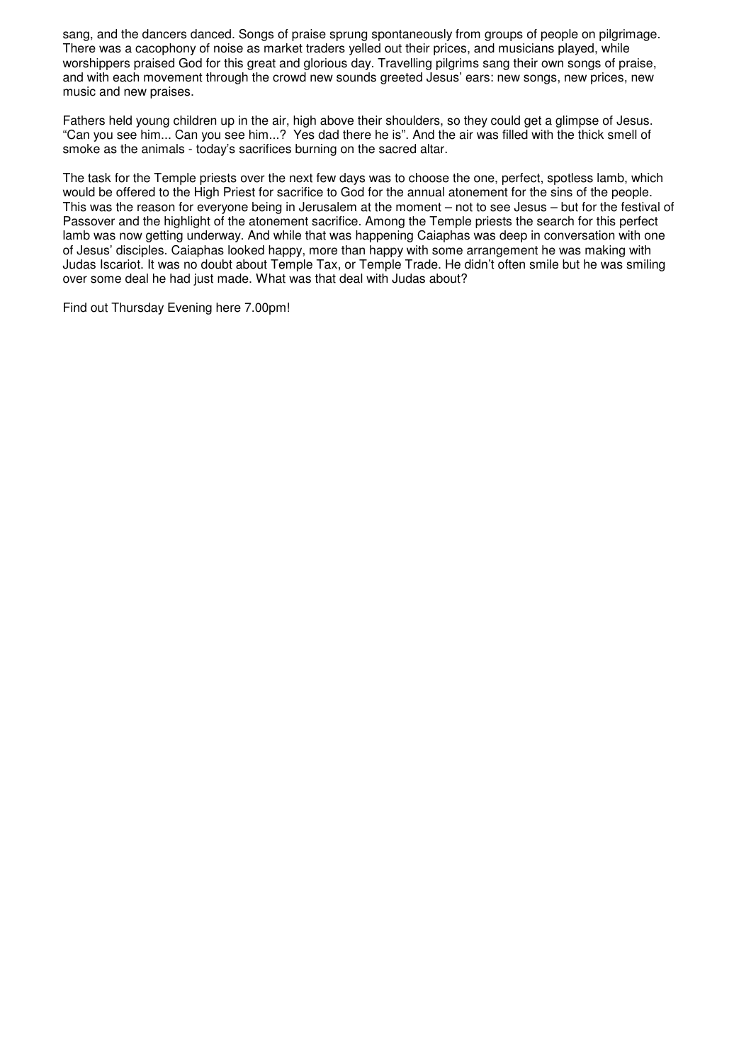sang, and the dancers danced. Songs of praise sprung spontaneously from groups of people on pilgrimage. There was a cacophony of noise as market traders yelled out their prices, and musicians played, while worshippers praised God for this great and glorious day. Travelling pilgrims sang their own songs of praise, and with each movement through the crowd new sounds greeted Jesus' ears: new songs, new prices, new music and new praises.

Fathers held young children up in the air, high above their shoulders, so they could get a glimpse of Jesus. "Can you see him... Can you see him...? Yes dad there he is". And the air was filled with the thick smell of smoke as the animals - today's sacrifices burning on the sacred altar.

The task for the Temple priests over the next few days was to choose the one, perfect, spotless lamb, which would be offered to the High Priest for sacrifice to God for the annual atonement for the sins of the people. This was the reason for everyone being in Jerusalem at the moment – not to see Jesus – but for the festival of Passover and the highlight of the atonement sacrifice. Among the Temple priests the search for this perfect lamb was now getting underway. And while that was happening Caiaphas was deep in conversation with one of Jesus' disciples. Caiaphas looked happy, more than happy with some arrangement he was making with Judas Iscariot. It was no doubt about Temple Tax, or Temple Trade. He didn't often smile but he was smiling over some deal he had just made. What was that deal with Judas about?

Find out Thursday Evening here 7.00pm!